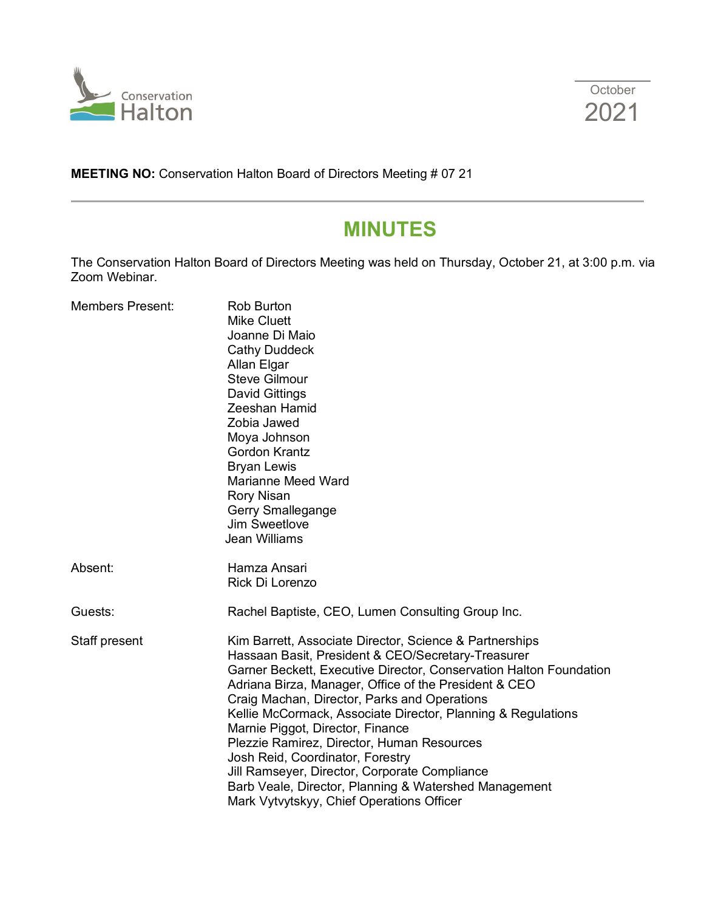Conservation Halton

October 2021

**MEETING NO:** Conservation Halton Board of Directors Meeting # 07 21

# MINUTES

The Conservation Halton Board of Directors Meeting was held on Thursday, October 21, at 3:00 p.m. via Zoom Webinar.

| | |
|---|---|
| Members Present: | Rob Burton<br>Mike Cluett<br>Joanne Di Maio<br>Cathy Duddeck<br>Allan Elgar<br>Steve Gilmour<br>David Gittings<br>Zeeshan Hamid<br>Zobia Jawed<br>Moya Johnson<br>Gordon Krantz<br>Bryan Lewis<br>Marianne Meed Ward<br>Rory Nisan<br>Gerry Smallegange<br>Jim Sweetlove<br>Jean Williams |
| Absent: | Hamza Ansari<br>Rick Di Lorenzo |
| Guests: | Rachel Baptiste, CEO, Lumen Consulting Group Inc. |
| Staff present | Kim Barrett, Associate Director, Science & Partnerships<br>Hassaan Basit, President & CEO/Secretary-Treasurer<br>Garner Beckett, Executive Director, Conservation Halton Foundation<br>Adriana Birza, Manager, Office of the President & CEO<br>Craig Machan, Director, Parks and Operations<br>Kellie McCormack, Associate Director, Planning & Regulations<br>Marnie Piggot, Director, Finance<br>Plezzie Ramirez, Director, Human Resources<br>Josh Reid, Coordinator, Forestry<br>Jill Ramseyer, Director, Corporate Compliance<br>Barb Veale, Director, Planning & Watershed Management<br>Mark Vytvytskyy, Chief Operations Officer |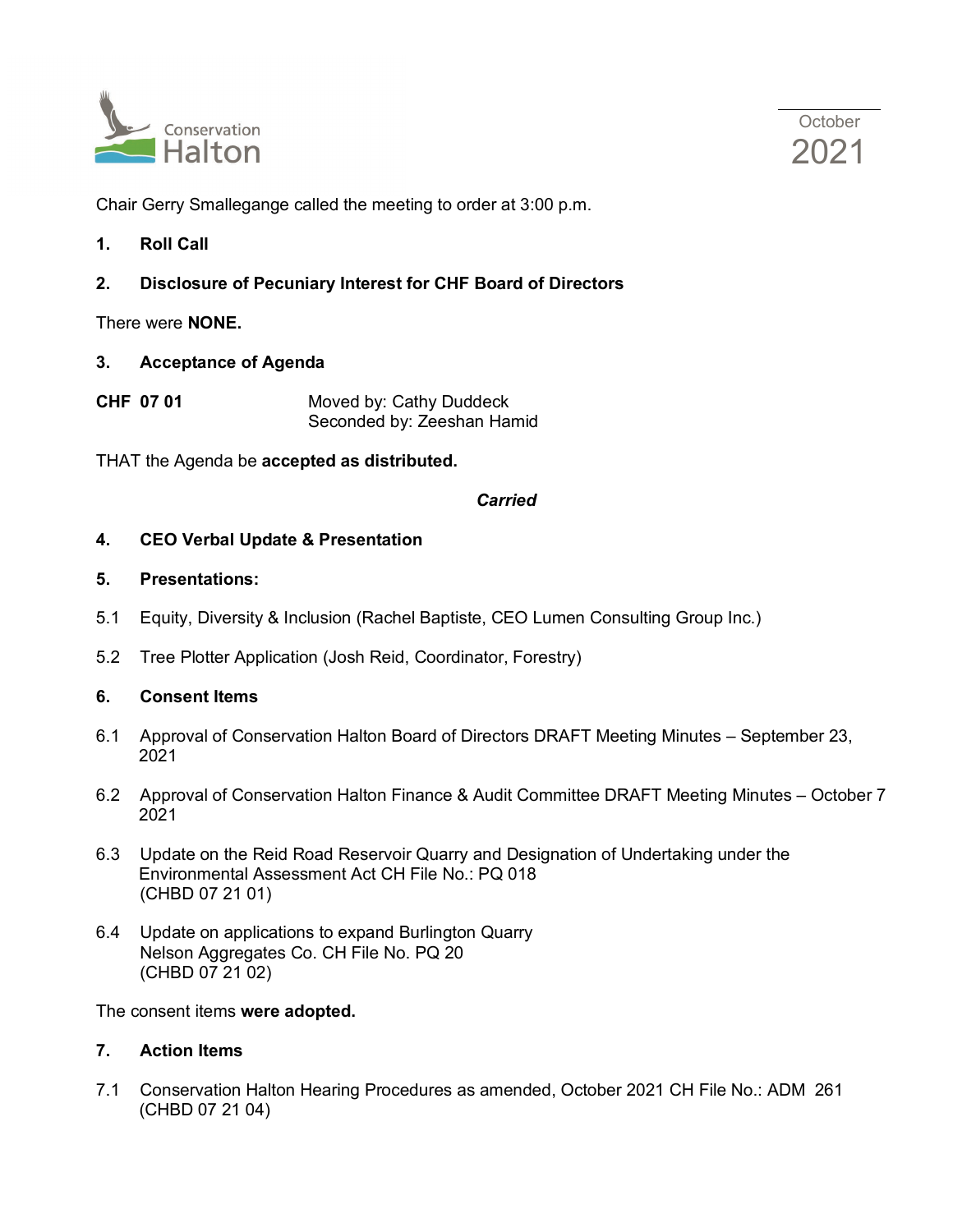Chair Gerry Smallegange called the meeting to order at 3:00 p.m.

**1. Roll Call**

**2. Disclosure of Pecuniary Interest for CHF Board of Directors**

There were **NONE.**

**3. Acceptance of Agenda**

**CHF 07 01** Moved by: Cathy Duddeck
Seconded by: Zeeshan Hamid

THAT the Agenda be **accepted as distributed.**

***Carried***

**4. CEO Verbal Update & Presentation**

**5. Presentations:**

5.1 Equity, Diversity & Inclusion (Rachel Baptiste, CEO Lumen Consulting Group Inc.)

5.2 Tree Plotter Application (Josh Reid, Coordinator, Forestry)

**6. Consent Items**

6.1 Approval of Conservation Halton Board of Directors DRAFT Meeting Minutes – September 23, 2021

6.2 Approval of Conservation Halton Finance & Audit Committee DRAFT Meeting Minutes – October 7 2021

6.3 Update on the Reid Road Reservoir Quarry and Designation of Undertaking under the Environmental Assessment Act CH File No.: PQ 018
(CHBD 07 21 01)

6.4 Update on applications to expand Burlington Quarry
Nelson Aggregates Co. CH File No. PQ 20
(CHBD 07 21 02)

The consent items **were adopted.**

**7. Action Items**

7.1 Conservation Halton Hearing Procedures as amended, October 2021 CH File No.: ADM 261
(CHBD 07 21 04)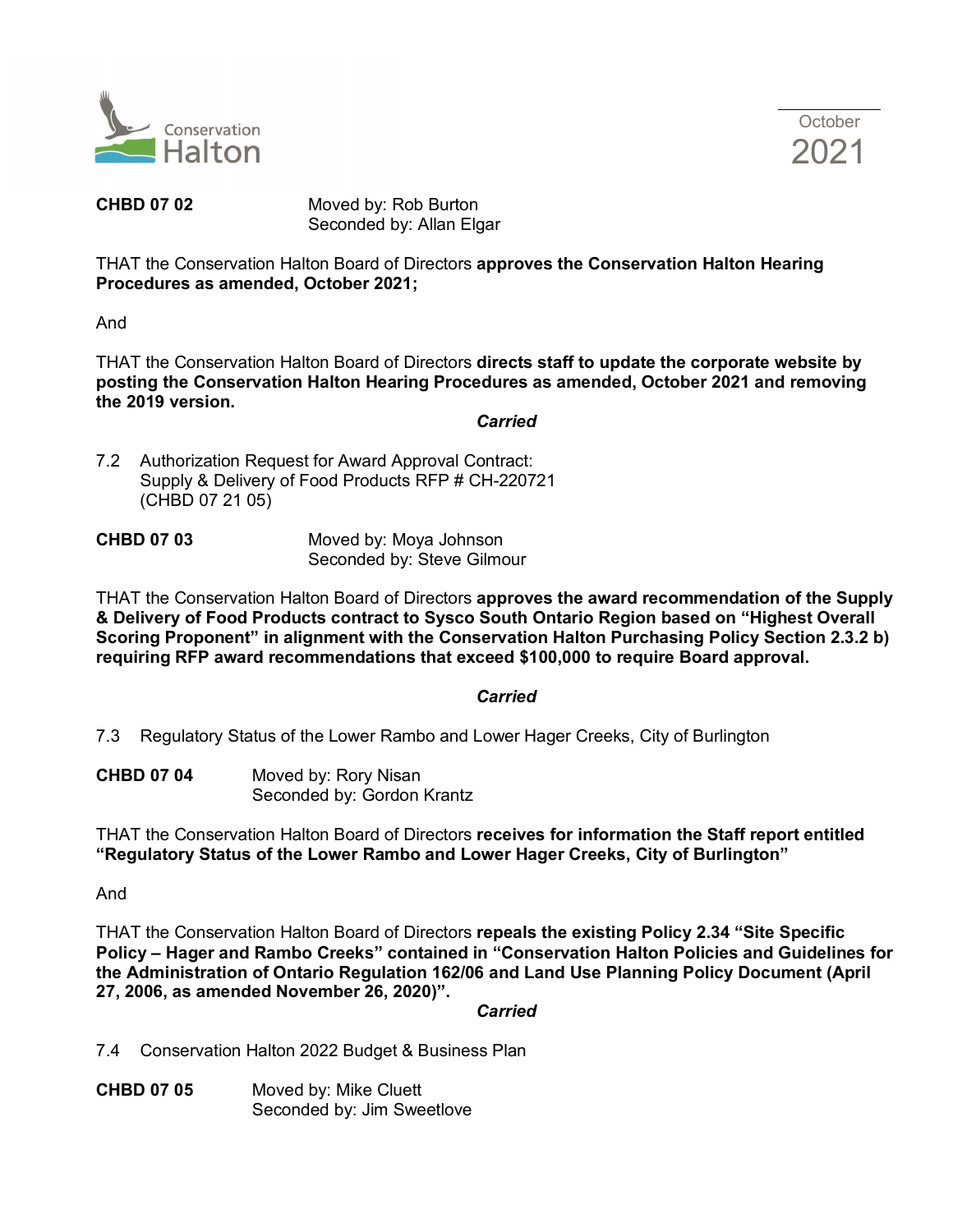**CHBD 07 02** Moved by: Rob Burton
Seconded by: Allan Elgar

THAT the Conservation Halton Board of Directors **approves the Conservation Halton Hearing Procedures as amended, October 2021;**

And

THAT the Conservation Halton Board of Directors **directs staff to update the corporate website by posting the Conservation Halton Hearing Procedures as amended, October 2021 and removing the 2019 version.**

***Carried***

7.2 Authorization Request for Award Approval Contract:
Supply & Delivery of Food Products RFP # CH-220721
(CHBD 07 21 05)

**CHBD 07 03** Moved by: Moya Johnson
Seconded by: Steve Gilmour

THAT the Conservation Halton Board of Directors **approves the award recommendation of the Supply & Delivery of Food Products contract to Sysco South Ontario Region based on "Highest Overall Scoring Proponent" in alignment with the Conservation Halton Purchasing Policy Section 2.3.2 b) requiring RFP award recommendations that exceed $100,000 to require Board approval.**

***Carried***

7.3 Regulatory Status of the Lower Rambo and Lower Hager Creeks, City of Burlington

**CHBD 07 04** Moved by: Rory Nisan
Seconded by: Gordon Krantz

THAT the Conservation Halton Board of Directors **receives for information the Staff report entitled "Regulatory Status of the Lower Rambo and Lower Hager Creeks, City of Burlington"**

And

THAT the Conservation Halton Board of Directors **repeals the existing Policy 2.34 "Site Specific Policy – Hager and Rambo Creeks" contained in "Conservation Halton Policies and Guidelines for the Administration of Ontario Regulation 162/06 and Land Use Planning Policy Document (April 27, 2006, as amended November 26, 2020)".**

***Carried***

7.4 Conservation Halton 2022 Budget & Business Plan

**CHBD 07 05** Moved by: Mike Cluett
Seconded by: Jim Sweetlove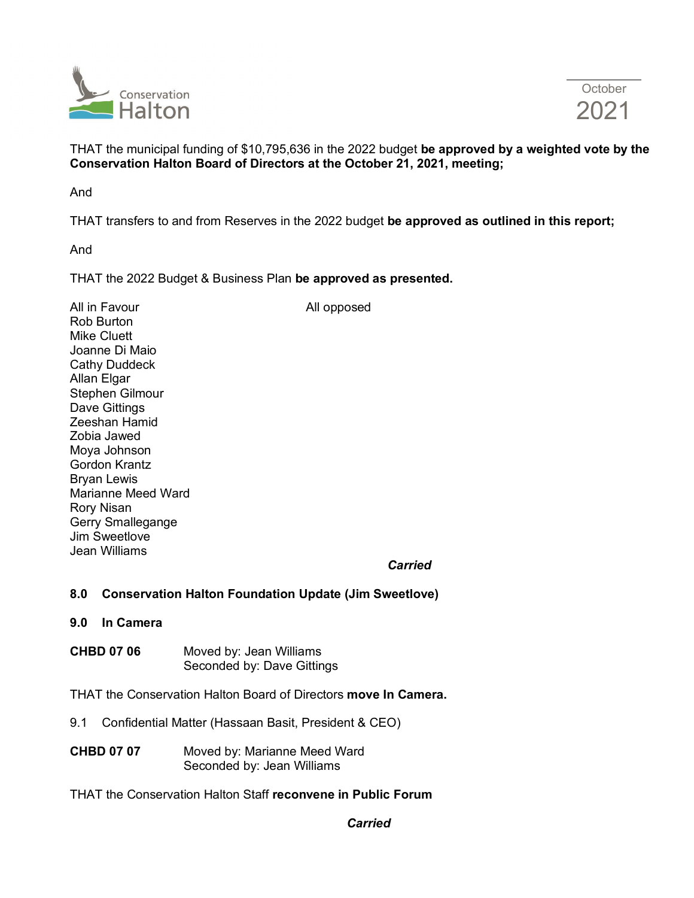THAT the municipal funding of $10,795,636 in the 2022 budget **be approved by a weighted vote by the Conservation Halton Board of Directors at the October 21, 2021, meeting;**

And

THAT transfers to and from Reserves in the 2022 budget **be approved as outlined in this report;**

And

THAT the 2022 Budget & Business Plan **be approved as presented.**

| All in Favour | All opposed |
|---|---|
| Rob Burton | |
| Mike Cluett | |
| Joanne Di Maio | |
| Cathy Duddeck | |
| Allan Elgar | |
| Stephen Gilmour | |
| Dave Gittings | |
| Zeeshan Hamid | |
| Zobia Jawed | |
| Moya Johnson | |
| Gordon Krantz | |
| Bryan Lewis | |
| Marianne Meed Ward | |
| Rory Nisan | |
| Gerry Smallegange | |
| Jim Sweetlove | |
| Jean Williams | |

***Carried***

**8.0 Conservation Halton Foundation Update (Jim Sweetlove)**

**9.0 In Camera**

**CHBD 07 06** Moved by: Jean Williams
Seconded by: Dave Gittings

THAT the Conservation Halton Board of Directors **move In Camera.**

9.1 Confidential Matter (Hassaan Basit, President & CEO)

**CHBD 07 07** Moved by: Marianne Meed Ward
Seconded by: Jean Williams

THAT the Conservation Halton Staff **reconvene in Public Forum**

***Carried***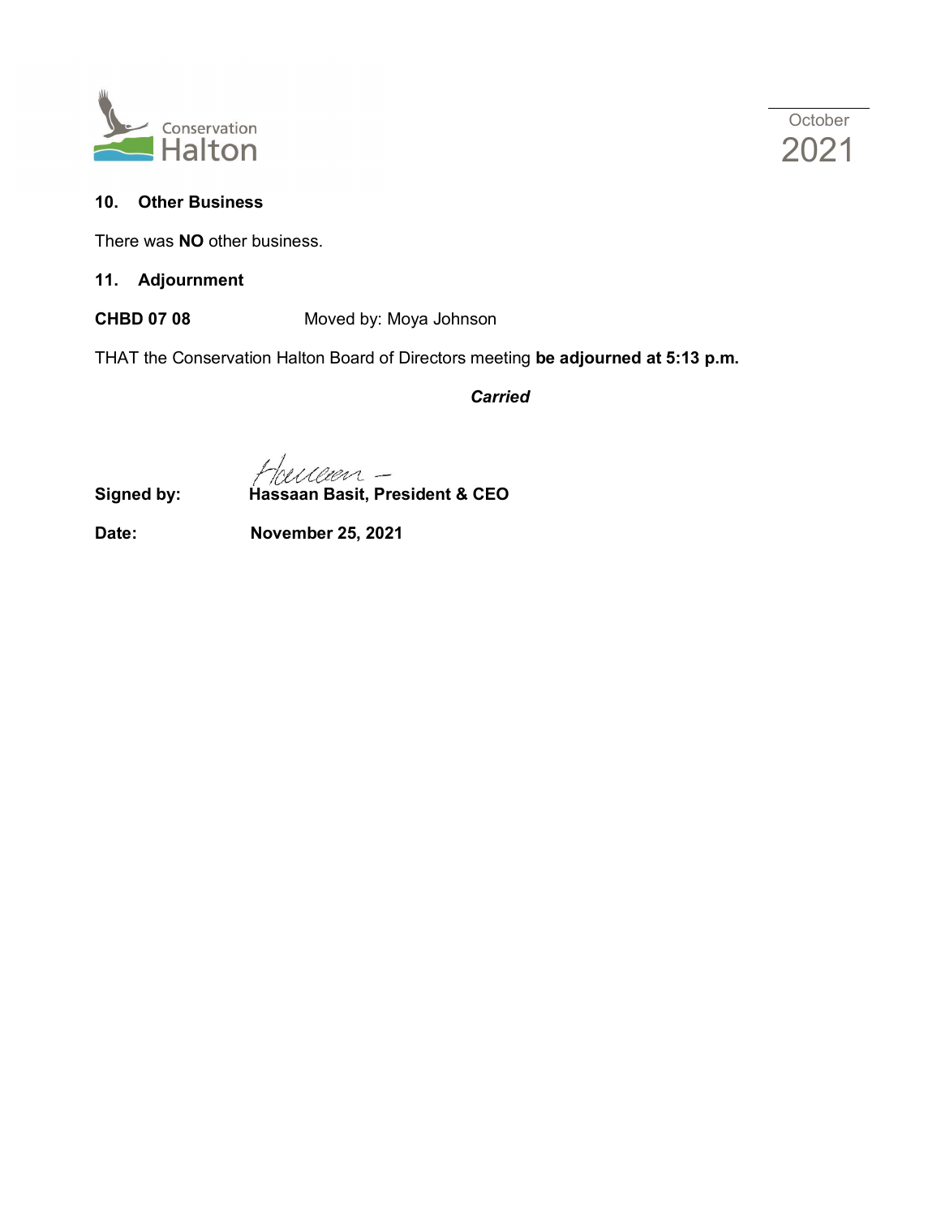### 10. Other Business

There was **NO** other business.

### 11. Adjournment

**CHBD 07 08** Moved by: Moya Johnson

THAT the Conservation Halton Board of Directors meeting **be adjourned at 5:13 p.m.**

***Carried***

**Signed by:** **Hassaan Basit, President & CEO**

**Date:** **November 25, 2021**